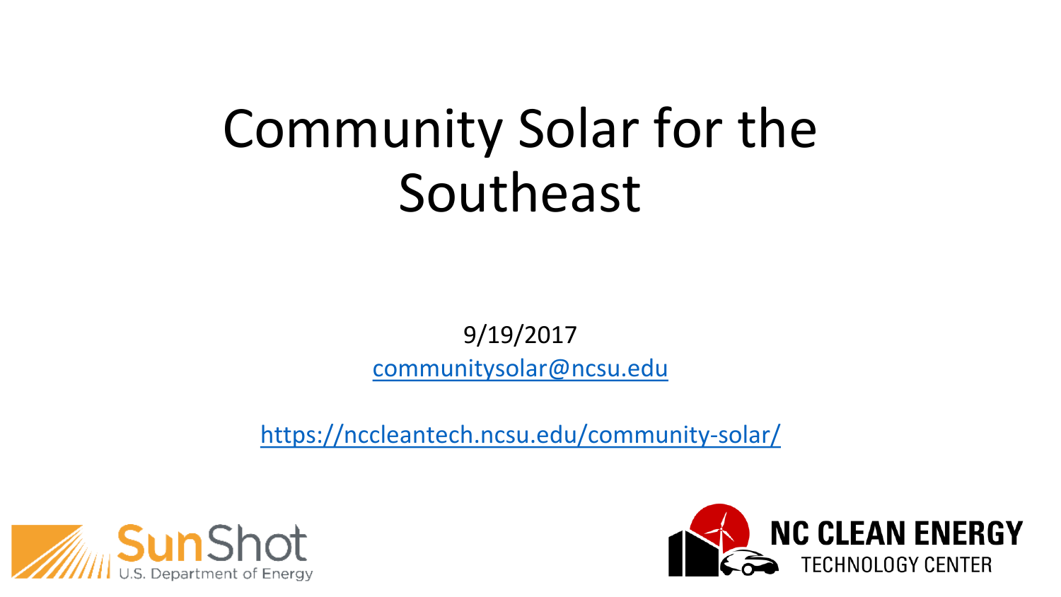# Community Solar for the Southeast

9/19/2017

communitysolar@ncsu.edu

https://nccleantech.ncsu.edu/community-solar/

SunShot U.S. Department of Energy

NC CLEAN ENERGY TECHNOLOGY CENTER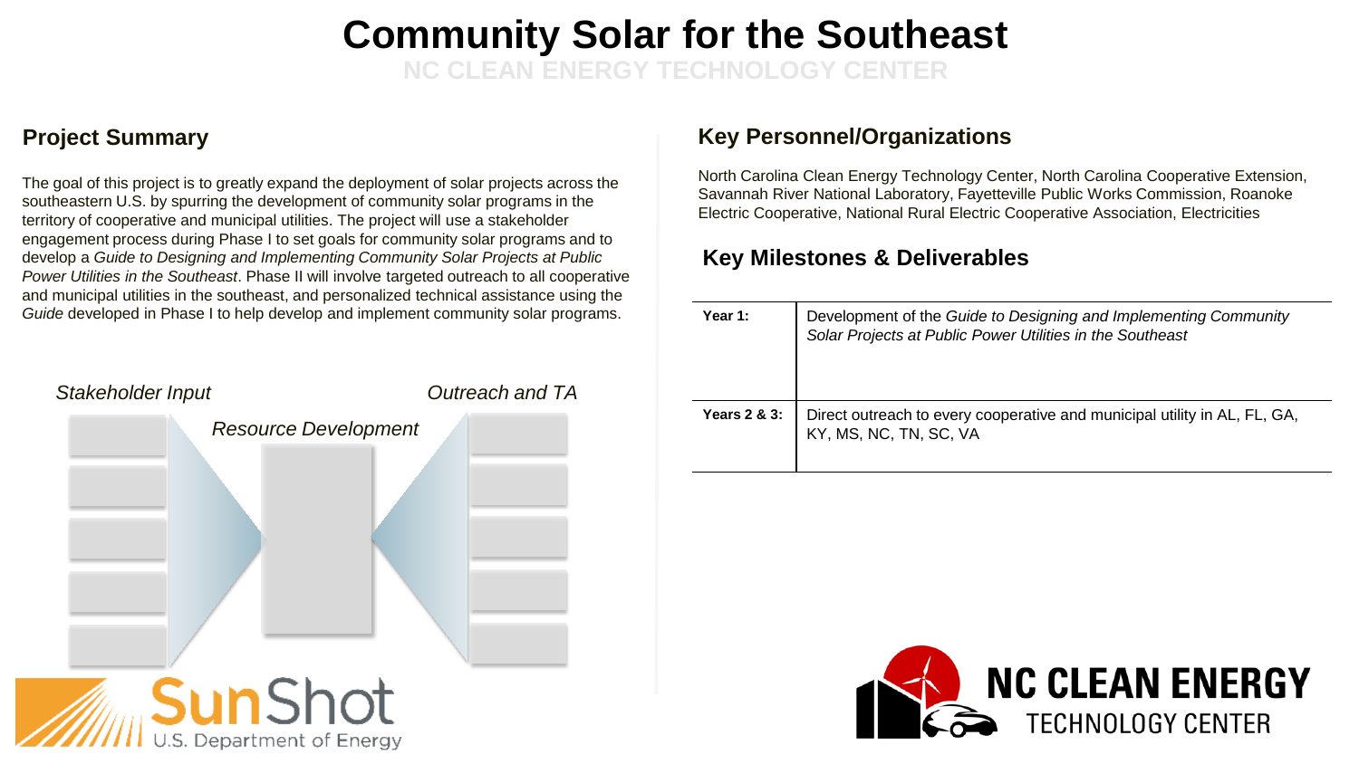# Community Solar for the Southeast

NC CLEAN ENERGY TECHNOLOGY CENTER

## Project Summary

The goal of this project is to greatly expand the deployment of solar projects across the southeastern U.S. by spurring the development of community solar programs in the territory of cooperative and municipal utilities. The project will use a stakeholder engagement process during Phase I to set goals for community solar programs and to develop a *Guide to Designing and Implementing Community Solar Projects at Public Power Utilities in the Southeast*. Phase II will involve targeted outreach to all cooperative and municipal utilities in the southeast, and personalized technical assistance using the *Guide* developed in Phase I to help develop and implement community solar programs.

*Stakeholder Input*

*Resource Development*

*Outreach and TA*

## Key Personnel/Organizations

North Carolina Clean Energy Technology Center, North Carolina Cooperative Extension, Savannah River National Laboratory, Fayetteville Public Works Commission, Roanoke Electric Cooperative, National Rural Electric Cooperative Association, Electricities

## Key Milestones & Deliverables

| | |
|---|---|
| **Year 1:** | Development of the *Guide to Designing and Implementing Community Solar Projects at Public Power Utilities in the Southeast* |
| **Years 2 & 3:** | Direct outreach to every cooperative and municipal utility in AL, FL, GA, KY, MS, NC, TN, SC, VA |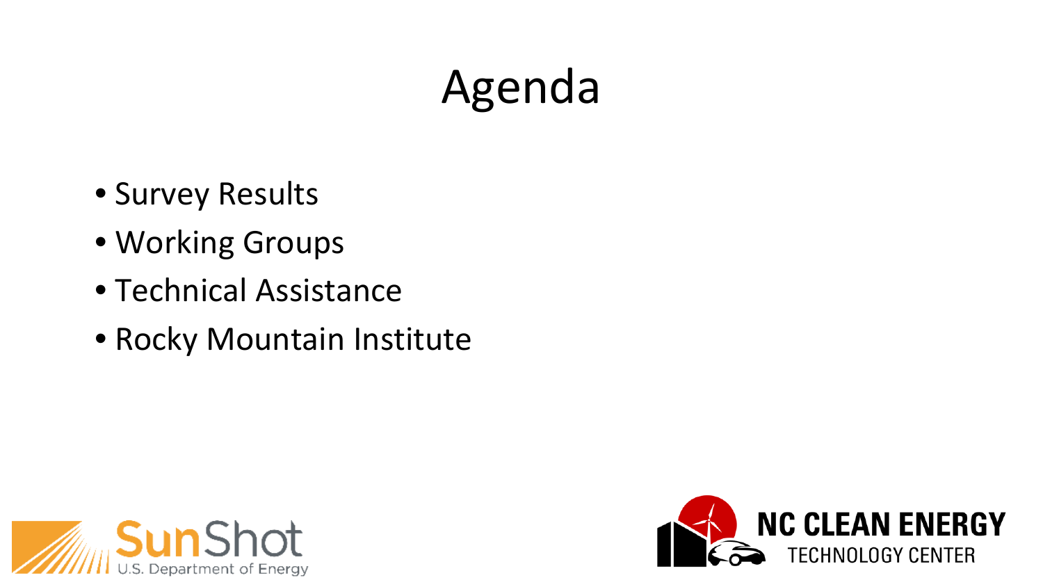# Agenda

- Survey Results
- Working Groups
- Technical Assistance
- Rocky Mountain Institute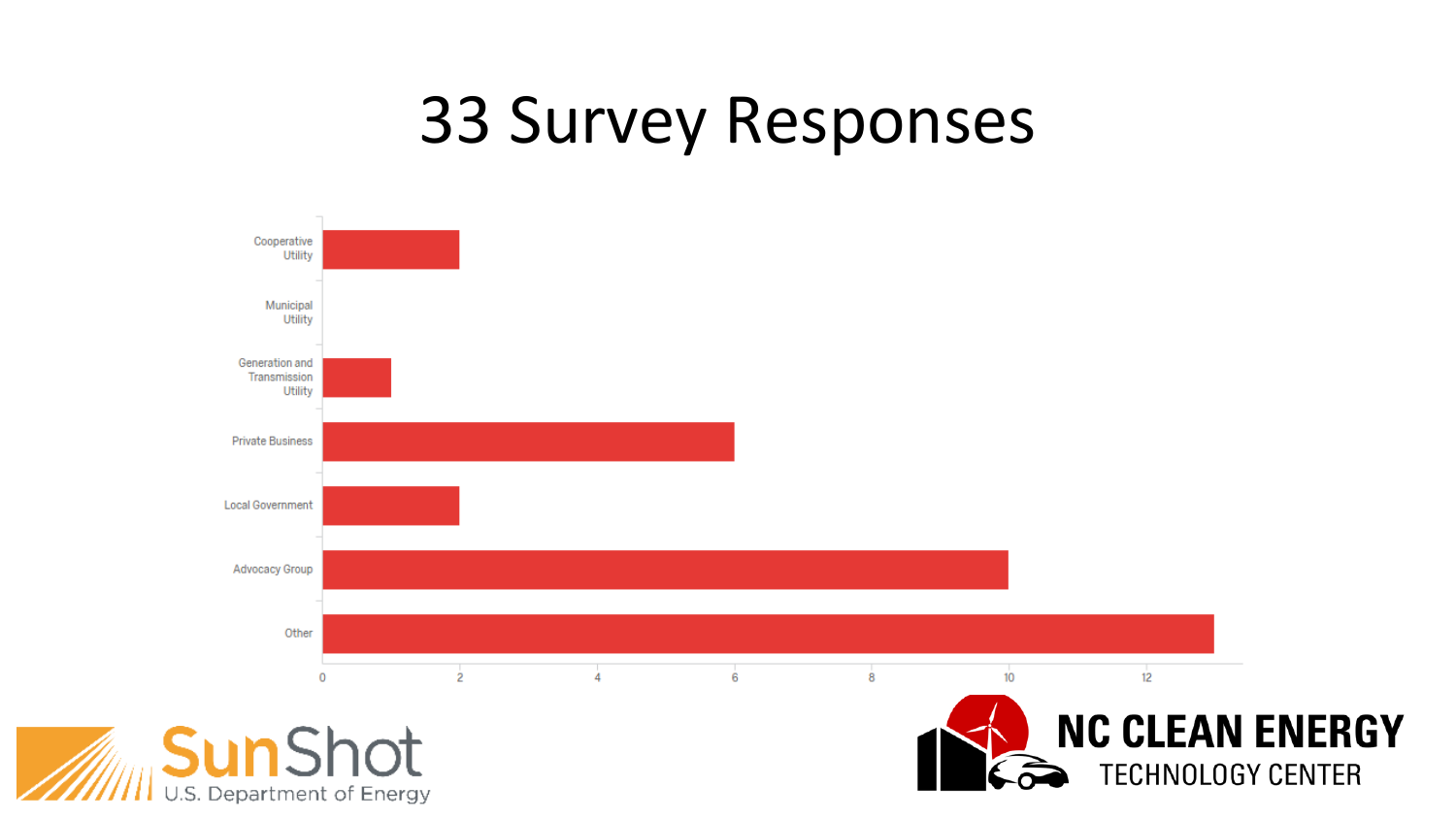# 33 Survey Responses

| Category | Responses |
| --- | --- |
| Cooperative Utility | 2 |
| Municipal Utility | 0 |
| Generation and Transmission Utility | 1 |
| Private Business | 6 |
| Local Government | 2 |
| Advocacy Group | 10 |
| Other | 13 |

SunShot U.S. Department of Energy

NC CLEAN ENERGY TECHNOLOGY CENTER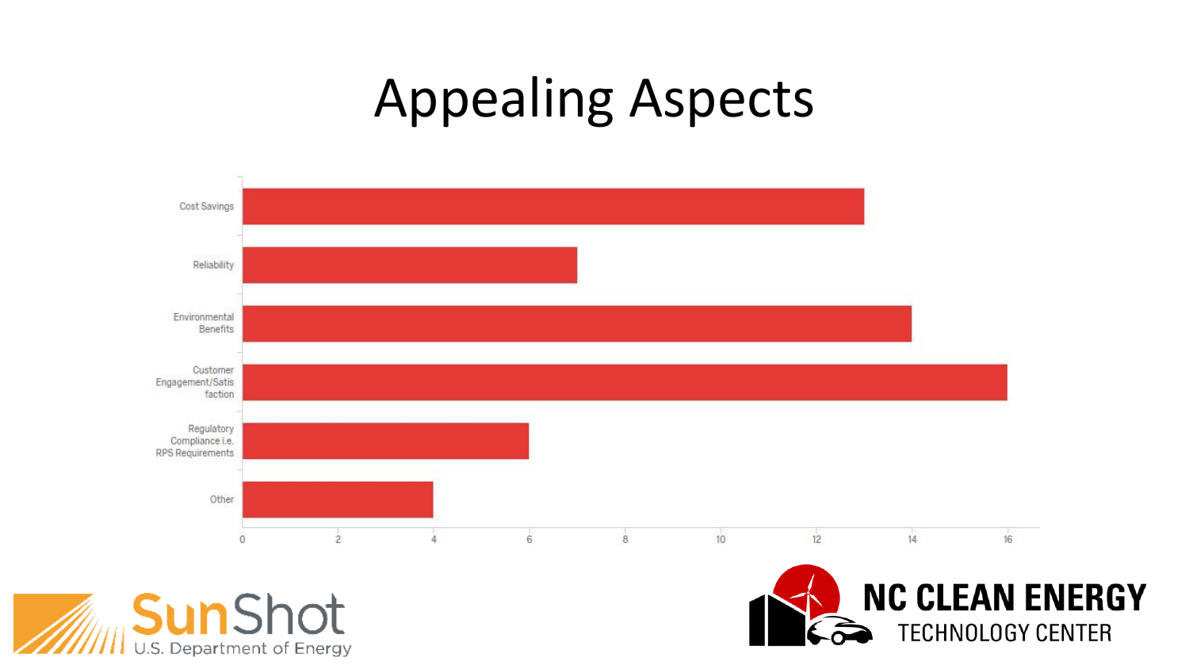# Appealing Aspects

| Aspect | Value |
|---|---|
| Cost Savings | 13 |
| Reliability | 7 |
| Environmental Benefits | 14 |
| Customer Engagement/Satisfaction | 16 |
| Regulatory Compliance i.e. RPS Requirements | 6 |
| Other | 4 |

SunShot U.S. Department of Energy

NC CLEAN ENERGY TECHNOLOGY CENTER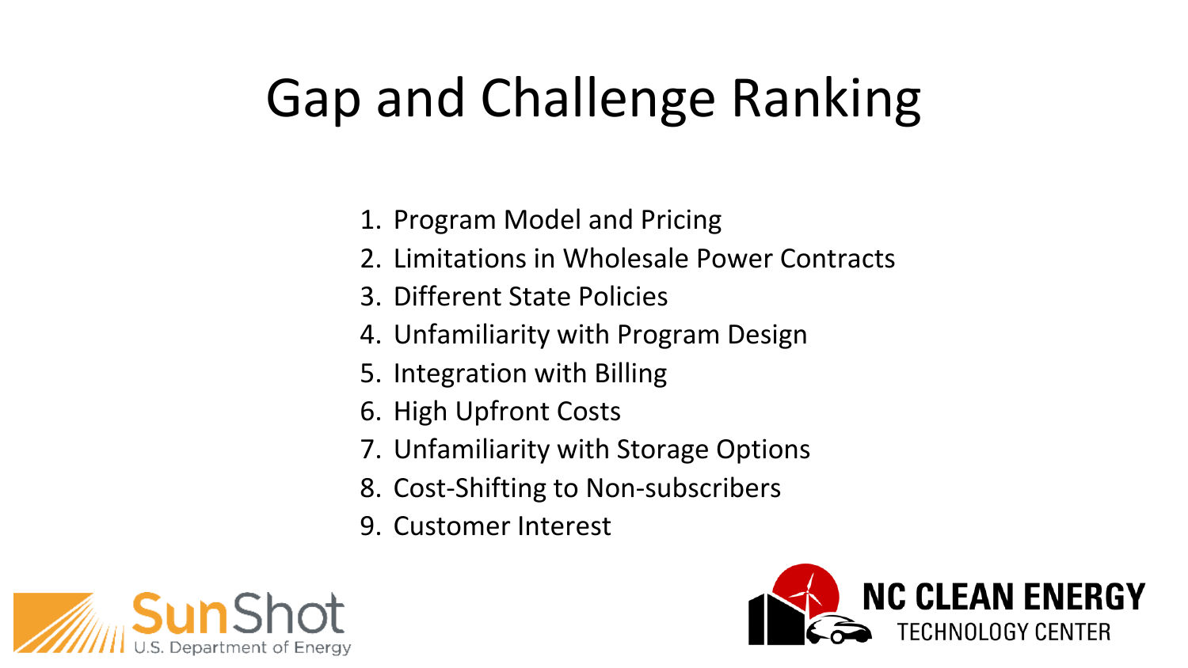# Gap and Challenge Ranking

1. Program Model and Pricing
2. Limitations in Wholesale Power Contracts
3. Different State Policies
4. Unfamiliarity with Program Design
5. Integration with Billing
6. High Upfront Costs
7. Unfamiliarity with Storage Options
8. Cost-Shifting to Non-subscribers
9. Customer Interest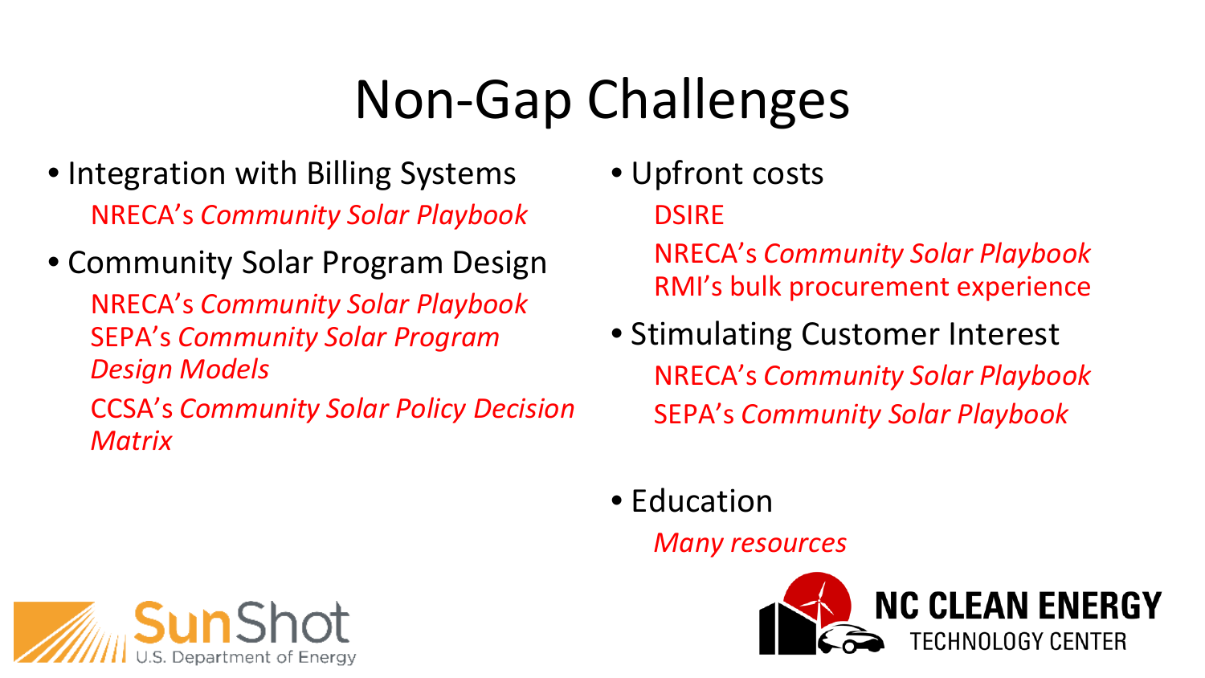# Non-Gap Challenges

- Integration with Billing Systems
  - NRECA's *Community Solar Playbook*
- Community Solar Program Design
  - NRECA's *Community Solar Playbook*
  - SEPA's *Community Solar Program Design Models*
  - CCSA's *Community Solar Policy Decision Matrix*
- Upfront costs
  - DSIRE
  - NRECA's *Community Solar Playbook*
  - RMI's bulk procurement experience
- Stimulating Customer Interest
  - NRECA's *Community Solar Playbook*
  - SEPA's *Community Solar Playbook*
- Education
  - *Many resources*

SunShot U.S. Department of Energy

NC CLEAN ENERGY TECHNOLOGY CENTER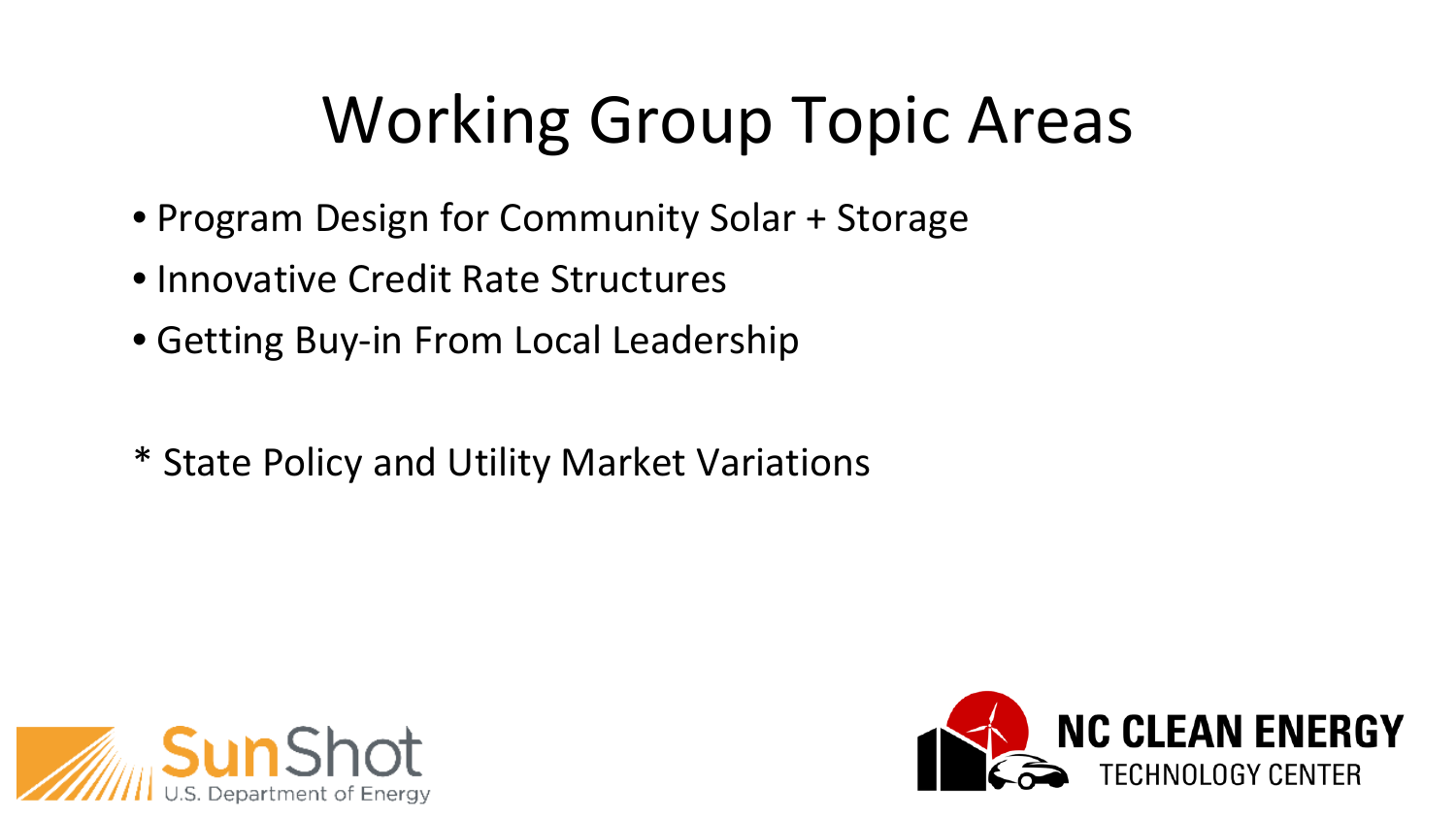# Working Group Topic Areas

- Program Design for Community Solar + Storage
- Innovative Credit Rate Structures
- Getting Buy-in From Local Leadership

* State Policy and Utility Market Variations

SunShot U.S. Department of Energy

NC CLEAN ENERGY TECHNOLOGY CENTER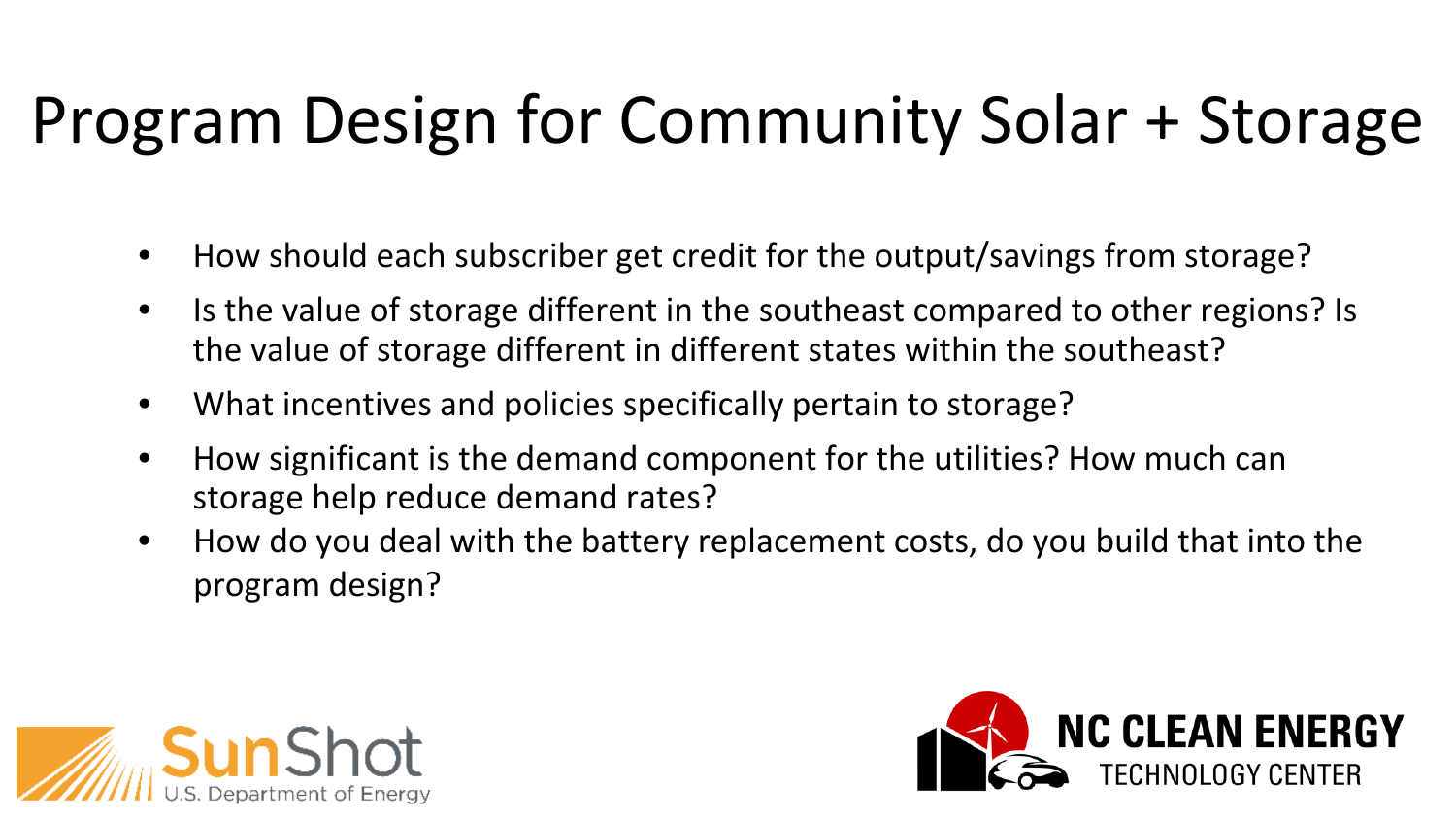# Program Design for Community Solar + Storage

- How should each subscriber get credit for the output/savings from storage?
- Is the value of storage different in the southeast compared to other regions? Is the value of storage different in different states within the southeast?
- What incentives and policies specifically pertain to storage?
- How significant is the demand component for the utilities? How much can storage help reduce demand rates?
- How do you deal with the battery replacement costs, do you build that into the program design?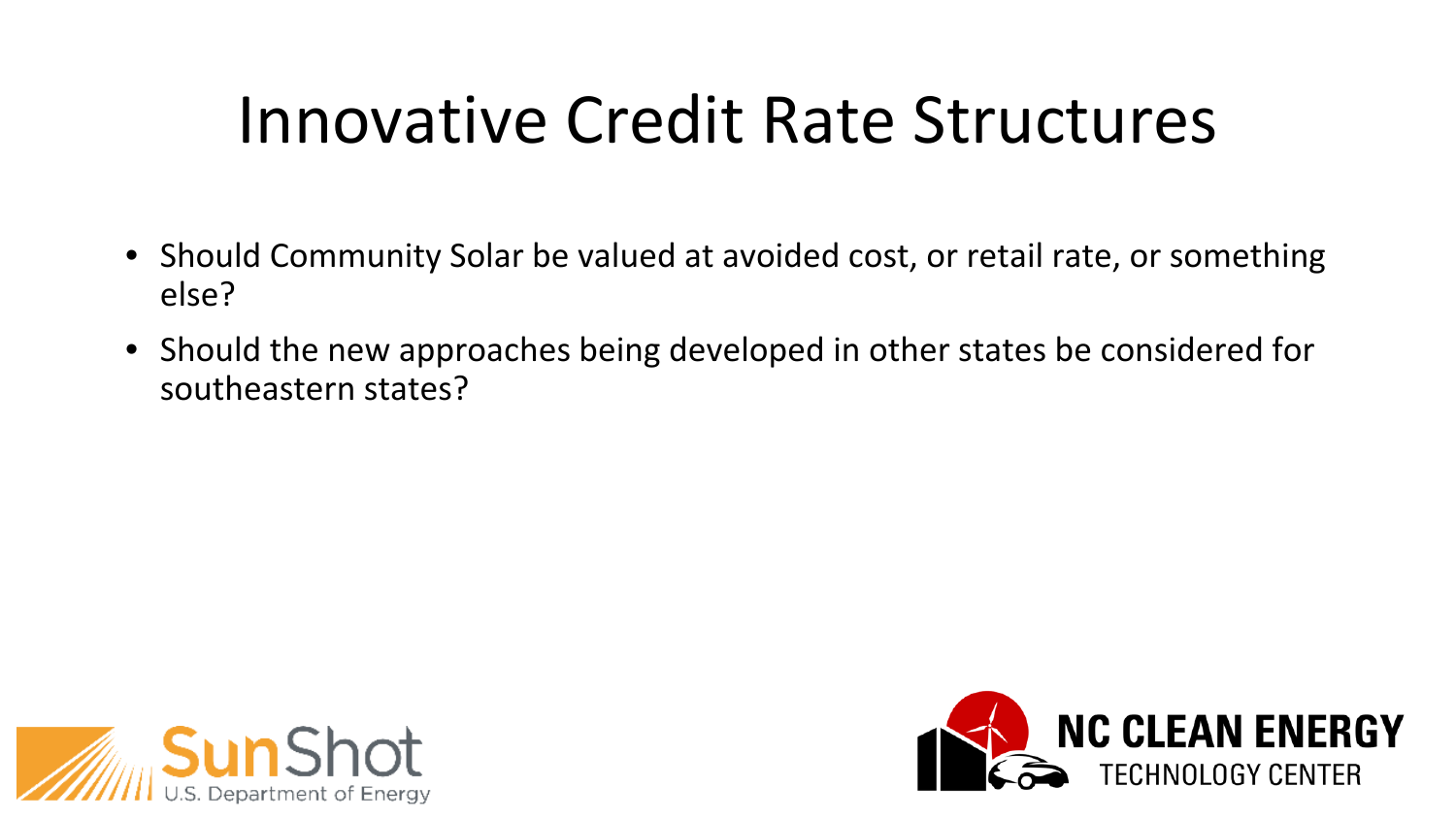# Innovative Credit Rate Structures

- Should Community Solar be valued at avoided cost, or retail rate, or something else?
- Should the new approaches being developed in other states be considered for southeastern states?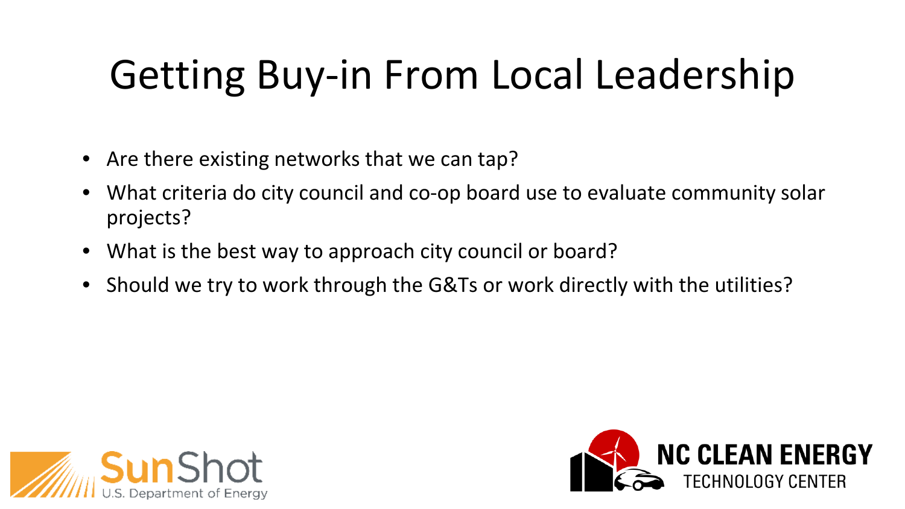# Getting Buy-in From Local Leadership

- Are there existing networks that we can tap?
- What criteria do city council and co-op board use to evaluate community solar projects?
- What is the best way to approach city council or board?
- Should we try to work through the G&Ts or work directly with the utilities?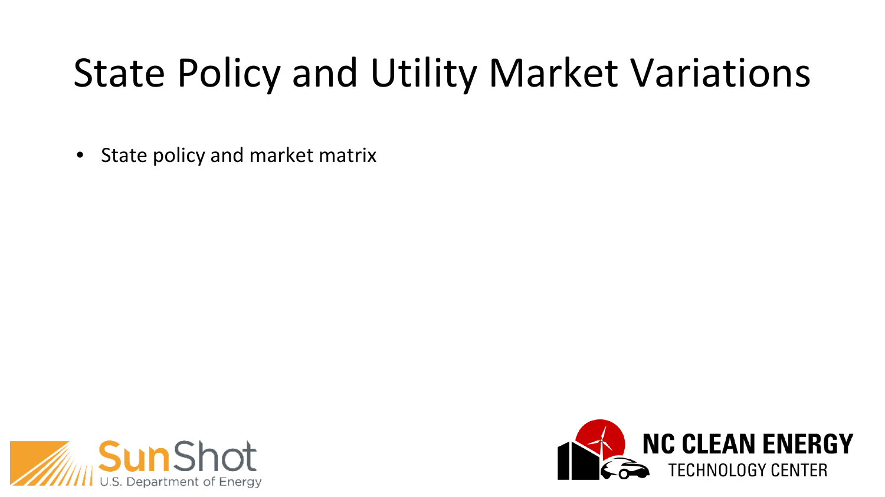# State Policy and Utility Market Variations

- State policy and market matrix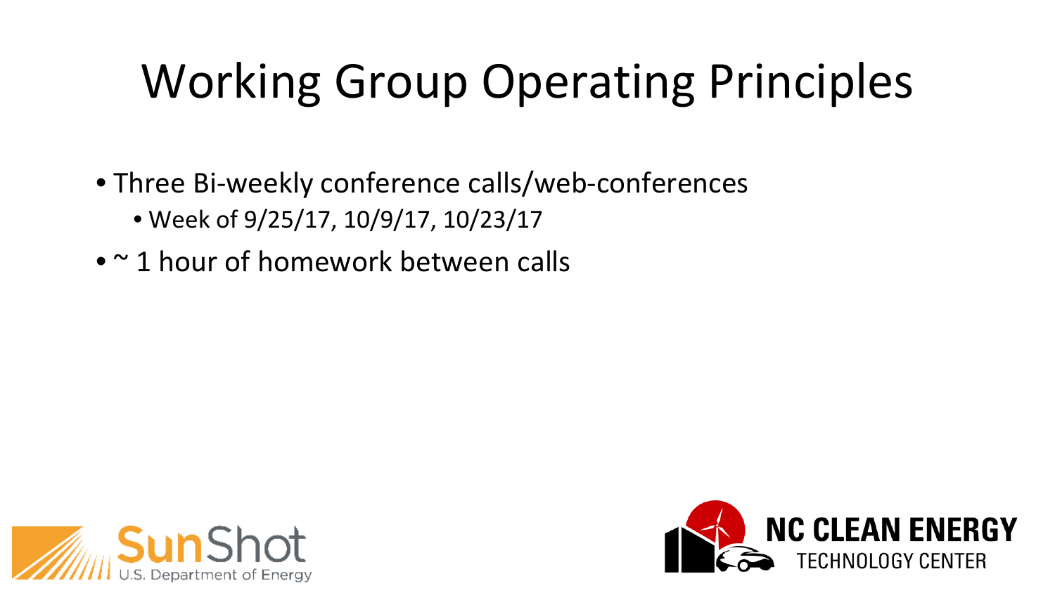# Working Group Operating Principles

- Three Bi-weekly conference calls/web-conferences
  - Week of 9/25/17, 10/9/17, 10/23/17
- ~ 1 hour of homework between calls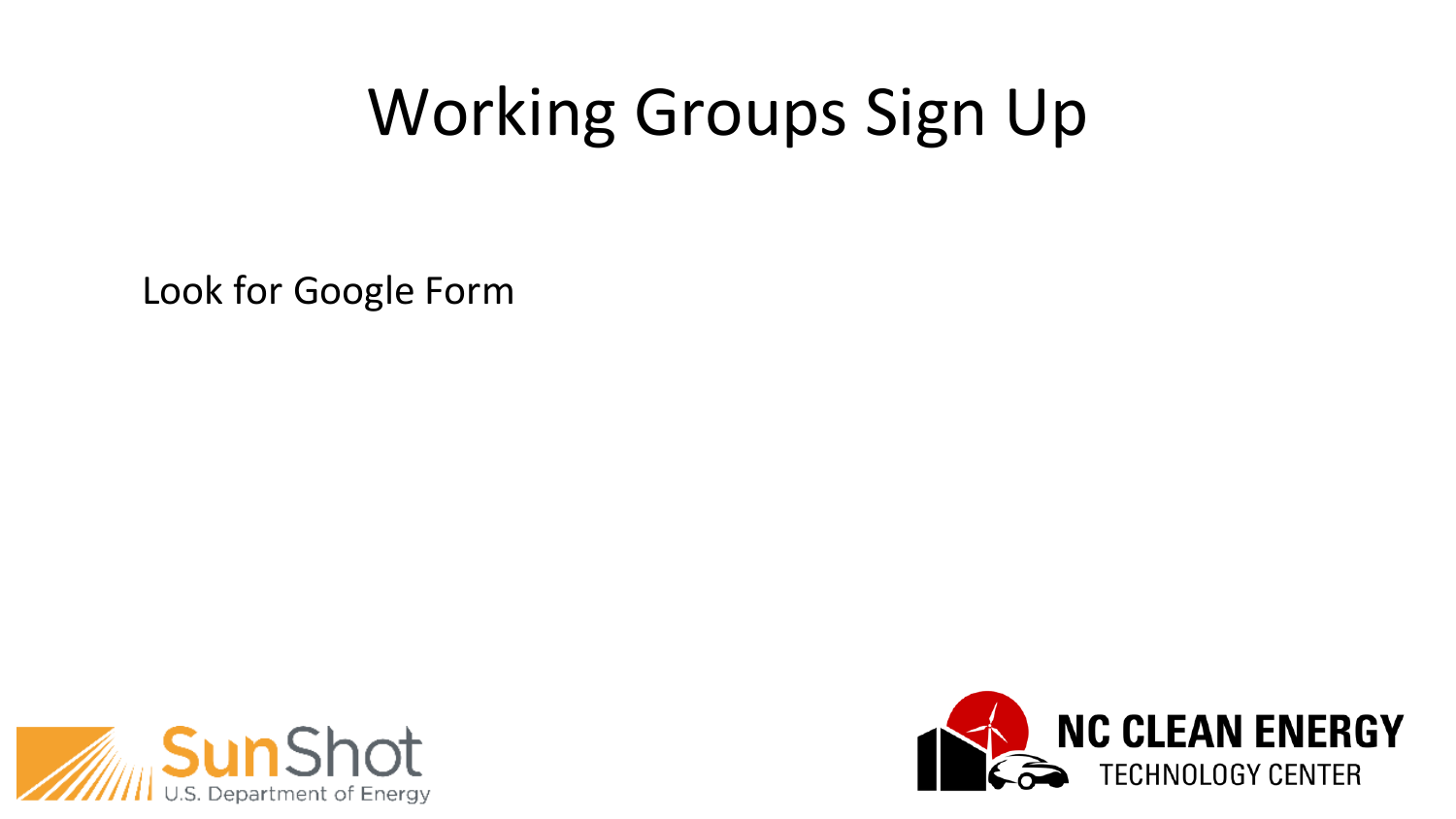# Working Groups Sign Up

Look for Google Form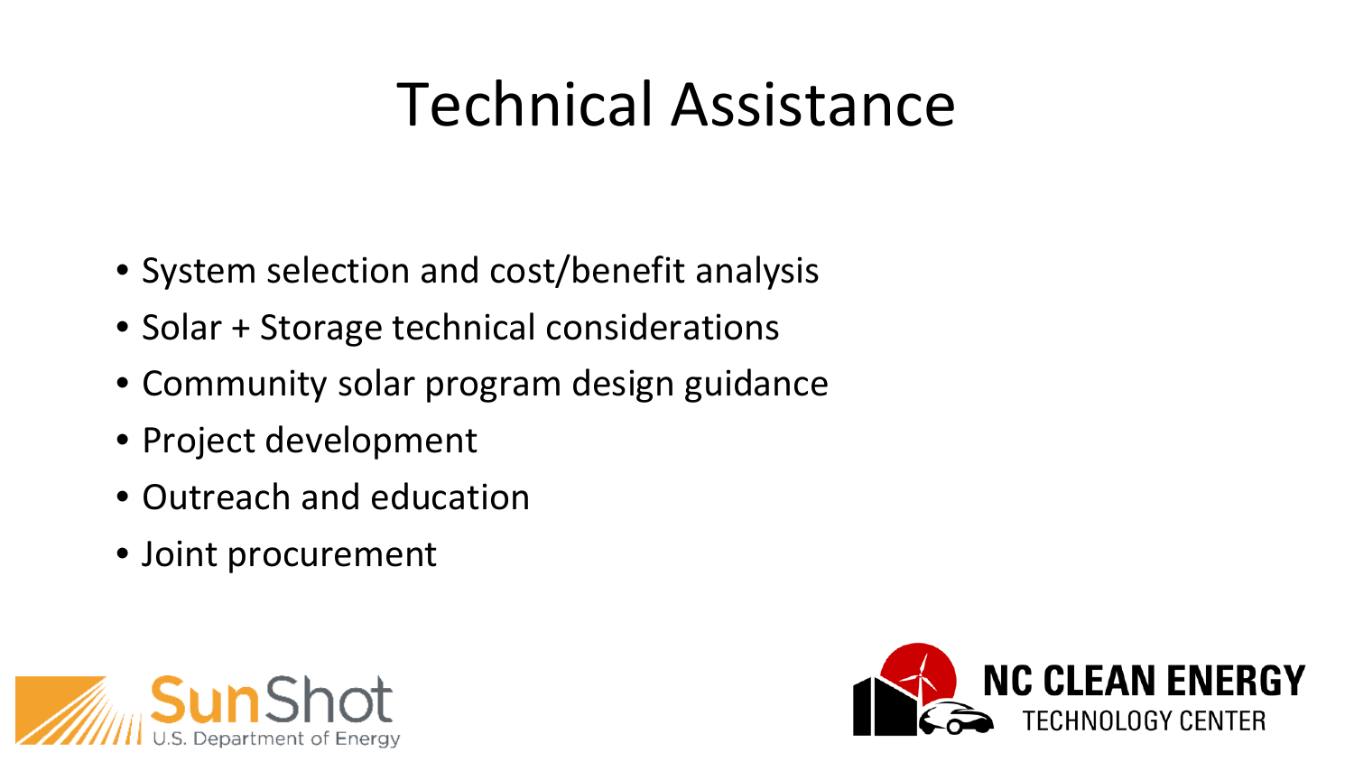# Technical Assistance

- System selection and cost/benefit analysis
- Solar + Storage technical considerations
- Community solar program design guidance
- Project development
- Outreach and education
- Joint procurement

SunShot U.S. Department of Energy

NC CLEAN ENERGY TECHNOLOGY CENTER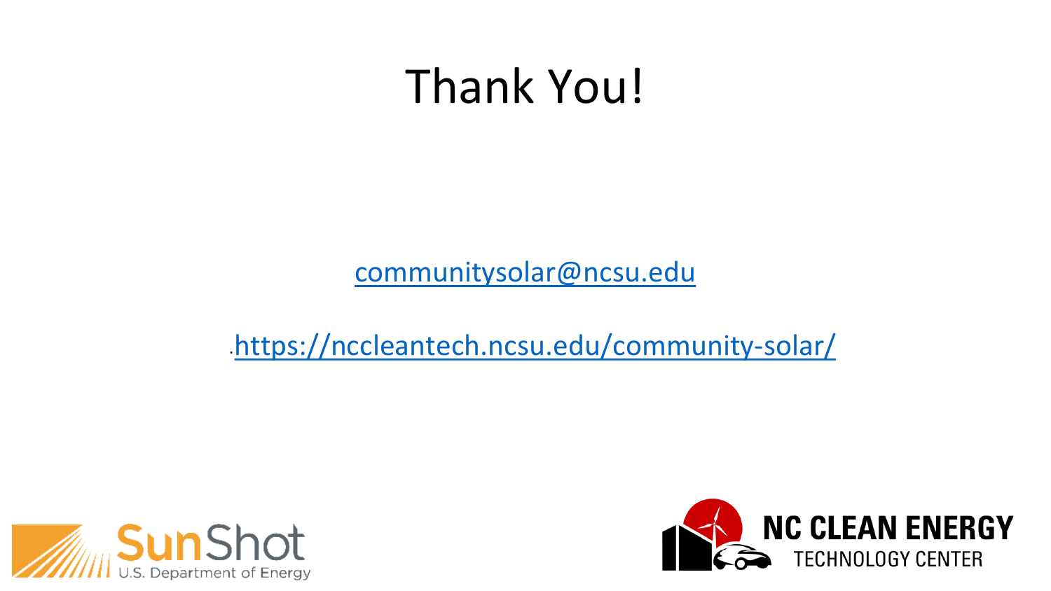# Thank You!

communitysolar@ncsu.edu

https://nccleantech.ncsu.edu/community-solar/

SunShot U.S. Department of Energy

NC CLEAN ENERGY TECHNOLOGY CENTER